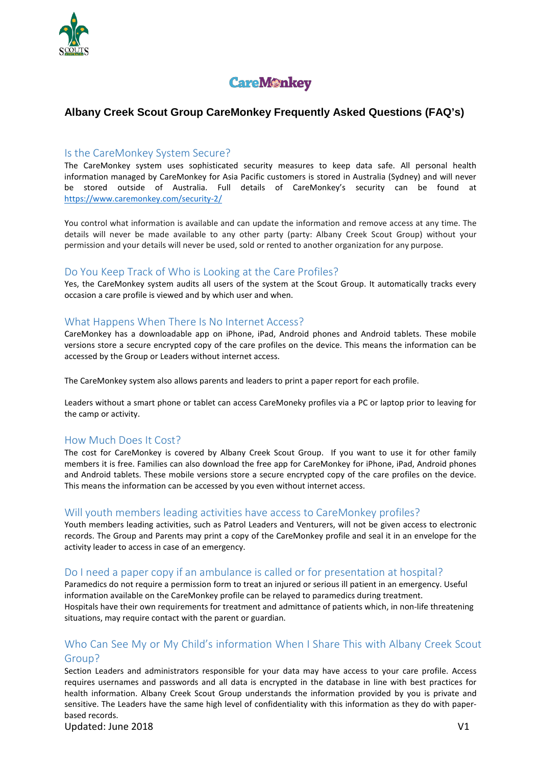# Albany Creek Scout Group CareMonkey Frequently Asked Questions (FAQ's)

## Is the CareMonkey System Secure?

The CareMonkey system uses sophisticated security measures to keep data safe. All personal health information managed by CareMonkey for Asia Pacific customers is stored in Australia (Sydney) and will never be stored outside of Australia. Full details of CareMonkey's security can be found at https://www.caremonkey.com/security-2/

You control what information is available and can update the information and remove access at any time. The details will never be made available to any other party (party: Albany Creek Scout Group) without your permission and your details will never be used, sold or rented to another organization for any purpose.

## Do You Keep Track of Who is Looking at the Care Profiles?

Yes, the CareMonkey system audits all users of the system at the Scout Group. It automatically tracks every occasion a care profile is viewed and by which user and when.

## What Happens When There Is No Internet Access?

CareMonkey has a downloadable app on iPhone, iPad, Android phones and Android tablets. These mobile versions store a secure encrypted copy of the care profiles on the device. This means the information can be accessed by the Group or Leaders without internet access.

The CareMonkey system also allows parents and leaders to print a paper report for each profile.

Leaders without a smart phone or tablet can access CareMoneky profiles via a PC or laptop prior to leaving for the camp or activity.

## How Much Does It Cost?

The cost for CareMonkey is covered by Albany Creek Scout Group. If you want to use it for other family members it is free. Families can also download the free app for CareMonkey for iPhone, iPad, Android phones and Android tablets. These mobile versions store a secure encrypted copy of the care profiles on the device. This means the information can be accessed by you even without internet access.

## Will youth members leading activities have access to CareMonkey profiles?

Youth members leading activities, such as Patrol Leaders and Venturers, will not be given access to electronic records. The Group and Parents may print a copy of the CareMonkey profile and seal it in an envelope for the activity leader to access in case of an emergency.

## Do I need a paper copy if an ambulance is called or for presentation at hospital?

Paramedics do not require a permission form to treat an injured or serious ill patient in an emergency. Useful information available on the CareMonkey profile can be relayed to paramedics during treatment.
Hospitals have their own requirements for treatment and admittance of patients which, in non-life threatening situations, may require contact with the parent or guardian.

## Who Can See My or My Child's information When I Share This with Albany Creek Scout Group?

Section Leaders and administrators responsible for your data may have access to your care profile. Access requires usernames and passwords and all data is encrypted in the database in line with best practices for health information. Albany Creek Scout Group understands the information provided by you is private and sensitive. The Leaders have the same high level of confidentiality with this information as they do with paper-based records.

Updated: June 2018 V1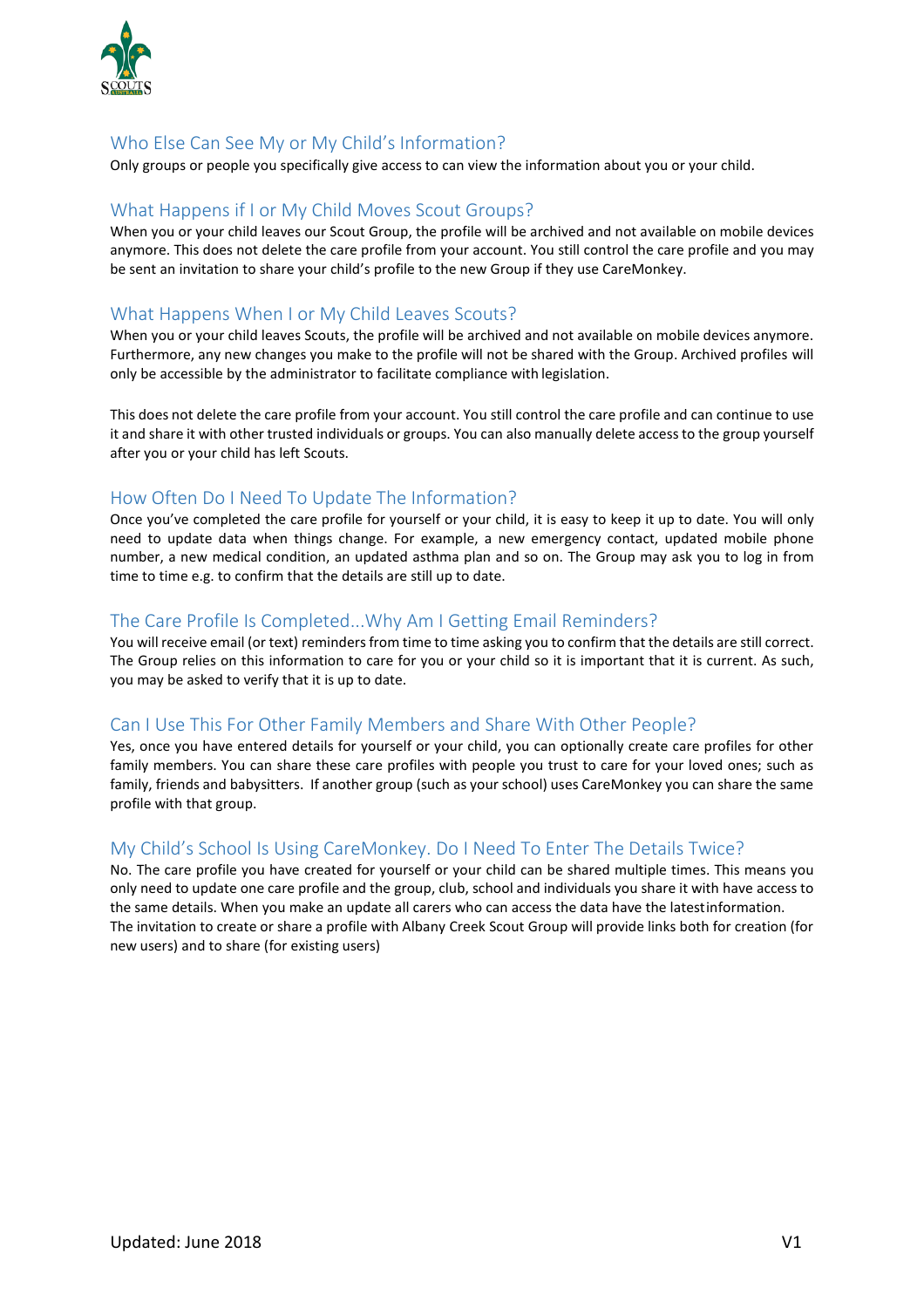## Who Else Can See My or My Child's Information?

Only groups or people you specifically give access to can view the information about you or your child.

## What Happens if I or My Child Moves Scout Groups?

When you or your child leaves our Scout Group, the profile will be archived and not available on mobile devices anymore. This does not delete the care profile from your account. You still control the care profile and you may be sent an invitation to share your child's profile to the new Group if they use CareMonkey.

## What Happens When I or My Child Leaves Scouts?

When you or your child leaves Scouts, the profile will be archived and not available on mobile devices anymore. Furthermore, any new changes you make to the profile will not be shared with the Group. Archived profiles will only be accessible by the administrator to facilitate compliance with legislation.

This does not delete the care profile from your account. You still control the care profile and can continue to use it and share it with other trusted individuals or groups. You can also manually delete access to the group yourself after you or your child has left Scouts.

## How Often Do I Need To Update The Information?

Once you've completed the care profile for yourself or your child, it is easy to keep it up to date. You will only need to update data when things change. For example, a new emergency contact, updated mobile phone number, a new medical condition, an updated asthma plan and so on. The Group may ask you to log in from time to time e.g. to confirm that the details are still up to date.

## The Care Profile Is Completed...Why Am I Getting Email Reminders?

You will receive email (or text) reminders from time to time asking you to confirm that the details are still correct. The Group relies on this information to care for you or your child so it is important that it is current. As such, you may be asked to verify that it is up to date.

## Can I Use This For Other Family Members and Share With Other People?

Yes, once you have entered details for yourself or your child, you can optionally create care profiles for other family members. You can share these care profiles with people you trust to care for your loved ones; such as family, friends and babysitters. If another group (such as your school) uses CareMonkey you can share the same profile with that group.

## My Child's School Is Using CareMonkey. Do I Need To Enter The Details Twice?

No. The care profile you have created for yourself or your child can be shared multiple times. This means you only need to update one care profile and the group, club, school and individuals you share it with have access to the same details. When you make an update all carers who can access the data have the latest information.
The invitation to create or share a profile with Albany Creek Scout Group will provide links both for creation (for new users) and to share (for existing users)

Updated: June 2018 V1